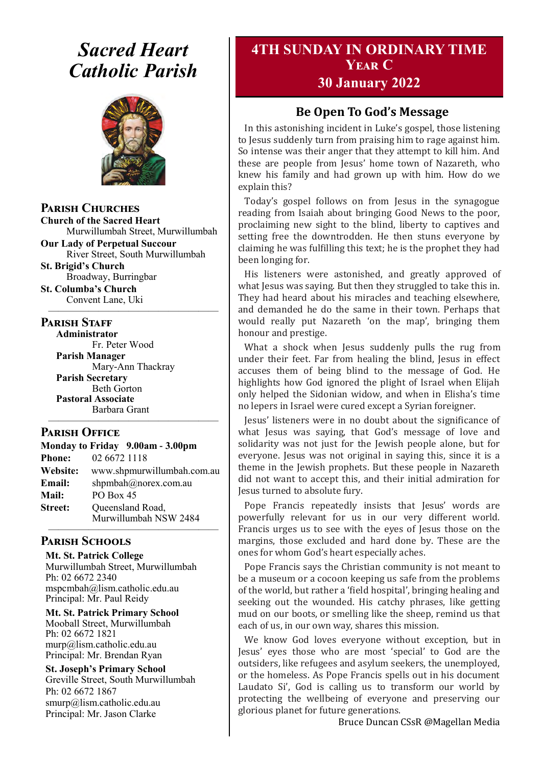# *Sacred Heart Catholic Parish*

## Parish Churches

**Church of the Sacred Heart**
Murwillumbah Street, Murwillumbah

**Our Lady of Perpetual Succour**
River Street, South Murwillumbah

**St. Brigid's Church**
Broadway, Burringbar

**St. Columba's Church**
Convent Lane, Uki

## Parish Staff

**Administrator**
Fr. Peter Wood

**Parish Manager**
Mary-Ann Thackray

**Parish Secretary**
Beth Gorton

**Pastoral Associate**
Barbara Grant

## Parish Office

**Monday to Friday 9.00am - 3.00pm**

**Phone:** 02 6672 1118
**Website:** www.shpmurwillumbah.com.au
**Email:** shpmbah@norex.com.au
**Mail:** PO Box 45
**Street:** Queensland Road, Murwillumbah NSW 2484

## Parish Schools

**Mt. St. Patrick College**
Murwillumbah Street, Murwillumbah
Ph: 02 6672 2340
mspcmbah@lism.catholic.edu.au
Principal: Mr. Paul Reidy

**Mt. St. Patrick Primary School**
Mooball Street, Murwillumbah
Ph: 02 6672 1821
murp@lism.catholic.edu.au
Principal: Mr. Brendan Ryan

**St. Joseph's Primary School**
Greville Street, South Murwillumbah
Ph: 02 6672 1867
smurp@lism.catholic.edu.au
Principal: Mr. Jason Clarke

# 4TH SUNDAY IN ORDINARY TIME
## Year C
## 30 January 2022

## Be Open To God's Message

In this astonishing incident in Luke's gospel, those listening to Jesus suddenly turn from praising him to rage against him. So intense was their anger that they attempt to kill him. And these are people from Jesus' home town of Nazareth, who knew his family and had grown up with him. How do we explain this?

Today's gospel follows on from Jesus in the synagogue reading from Isaiah about bringing Good News to the poor, proclaiming new sight to the blind, liberty to captives and setting free the downtrodden. He then stuns everyone by claiming he was fulfilling this text; he is the prophet they had been longing for.

His listeners were astonished, and greatly approved of what Jesus was saying. But then they struggled to take this in. They had heard about his miracles and teaching elsewhere, and demanded he do the same in their town. Perhaps that would really put Nazareth 'on the map', bringing them honour and prestige.

What a shock when Jesus suddenly pulls the rug from under their feet. Far from healing the blind, Jesus in effect accuses them of being blind to the message of God. He highlights how God ignored the plight of Israel when Elijah only helped the Sidonian widow, and when in Elisha's time no lepers in Israel were cured except a Syrian foreigner.

Jesus' listeners were in no doubt about the significance of what Jesus was saying, that God's message of love and solidarity was not just for the Jewish people alone, but for everyone. Jesus was not original in saying this, since it is a theme in the Jewish prophets. But these people in Nazareth did not want to accept this, and their initial admiration for Jesus turned to absolute fury.

Pope Francis repeatedly insists that Jesus' words are powerfully relevant for us in our very different world. Francis urges us to see with the eyes of Jesus those on the margins, those excluded and hard done by. These are the ones for whom God's heart especially aches.

Pope Francis says the Christian community is not meant to be a museum or a cocoon keeping us safe from the problems of the world, but rather a 'field hospital', bringing healing and seeking out the wounded. His catchy phrases, like getting mud on our boots, or smelling like the sheep, remind us that each of us, in our own way, shares this mission.

We know God loves everyone without exception, but in Jesus' eyes those who are most 'special' to God are the outsiders, like refugees and asylum seekers, the unemployed, or the homeless. As Pope Francis spells out in his document Laudato Si', God is calling us to transform our world by protecting the wellbeing of everyone and preserving our glorious planet for future generations.

Bruce Duncan CSsR @Magellan Media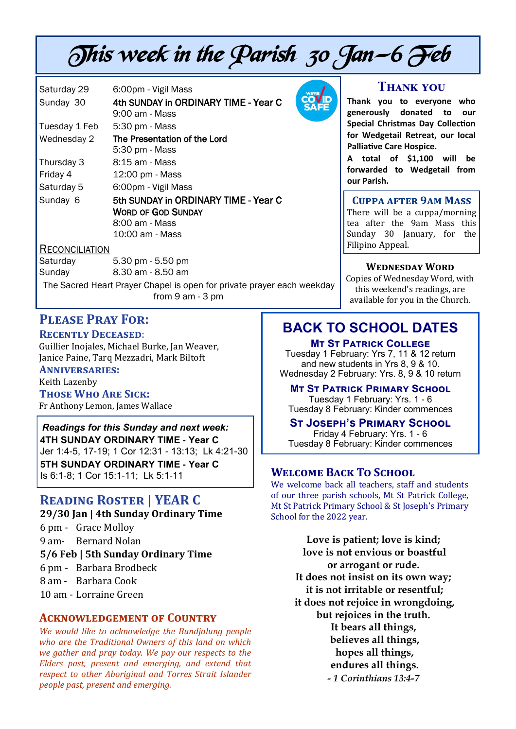# This week in the Parish 30 Jan–6 Feb

| | |
|---|---|
| Saturday 29 | 6:00pm - Vigil Mass |
| Sunday 30 | 4th SUNDAY in ORDINARY TIME - Year C<br>9:00 am - Mass |
| Tuesday 1 Feb | 5:30 pm - Mass |
| Wednesday 2 | The Presentation of the Lord<br>5:30 pm - Mass |
| Thursday 3 | 8:15 am - Mass |
| Friday 4 | 12:00 pm - Mass |
| Saturday 5 | 6:00pm - Vigil Mass |
| Sunday 6 | 5th SUNDAY in ORDINARY TIME - Year C<br>WORD OF GOD SUNDAY<br>8:00 am - Mass<br>10:00 am - Mass |

WE'RE COVID SAFE

**RECONCILIATION**

| | |
|---|---|
| Saturday | 5.30 pm - 5.50 pm |
| Sunday | 8.30 am - 8.50 am |

The Sacred Heart Prayer Chapel is open for private prayer each weekday from 9 am - 3 pm

## THANK YOU

**Thank you to everyone who generously donated to our Special Christmas Day Collection for Wedgetail Retreat, our local Palliative Care Hospice.**

**A total of $1,100 will be forwarded to Wedgetail from our Parish.**

## CUPPA AFTER 9AM MASS

There will be a cuppa/morning tea after the 9am Mass this Sunday 30 January, for the Filipino Appeal.

## WEDNESDAY WORD

Copies of Wednesday Word, with this weekend's readings, are available for you in the Church.

## PLEASE PRAY FOR:

### RECENTLY DECEASED:

Guillier Inojales, Michael Burke, Jan Weaver, Janice Paine, Tarq Mezzadri, Mark Biltoft

### ANNIVERSARIES:

Keith Lazenby

### THOSE WHO ARE SICK:

Fr Anthony Lemon, James Wallace

***Readings for this Sunday and next week:***

**4TH SUNDAY ORDINARY TIME - Year C**
Jer 1:4-5, 17-19; 1 Cor 12:31 - 13:13; Lk 4:21-30

**5TH SUNDAY ORDINARY TIME - Year C**
Is 6:1-8; 1 Cor 15:1-11; Lk 5:1-11

## BACK TO SCHOOL DATES

### MT ST PATRICK COLLEGE

Tuesday 1 February: Yrs 7, 11 & 12 return and new students in Yrs 8, 9 & 10.
Wednesday 2 February: Yrs. 8, 9 & 10 return

### MT ST PATRICK PRIMARY SCHOOL

Tuesday 1 February: Yrs. 1 - 6
Tuesday 8 February: Kinder commences

### ST JOSEPH'S PRIMARY SCHOOL

Friday 4 February: Yrs. 1 - 6
Tuesday 8 February: Kinder commences

## READING ROSTER | YEAR C

**29/30 Jan | 4th Sunday Ordinary Time**

6 pm - Grace Molloy
9 am- Bernard Nolan

**5/6 Feb | 5th Sunday Ordinary Time**

6 pm - Barbara Brodbeck
8 am - Barbara Cook
10 am - Lorraine Green

## WELCOME BACK TO SCHOOL

We welcome back all teachers, staff and students of our three parish schools, Mt St Patrick College, Mt St Patrick Primary School & St Joseph's Primary School for the 2022 year.

## ACKNOWLEDGEMENT OF COUNTRY

*We would like to acknowledge the Bundjalung people who are the Traditional Owners of this land on which we gather and pray today. We pay our respects to the Elders past, present and emerging, and extend that respect to other Aboriginal and Torres Strait Islander people past, present and emerging.*

**Love is patient; love is kind;**
**love is not envious or boastful**
**or arrogant or rude.**
**It does not insist on its own way;**
**it is not irritable or resentful;**
**it does not rejoice in wrongdoing,**
**but rejoices in the truth.**
**It bears all things,**
**believes all things,**
**hopes all things,**
**endures all things.**
***- 1 Corinthians 13:4-7***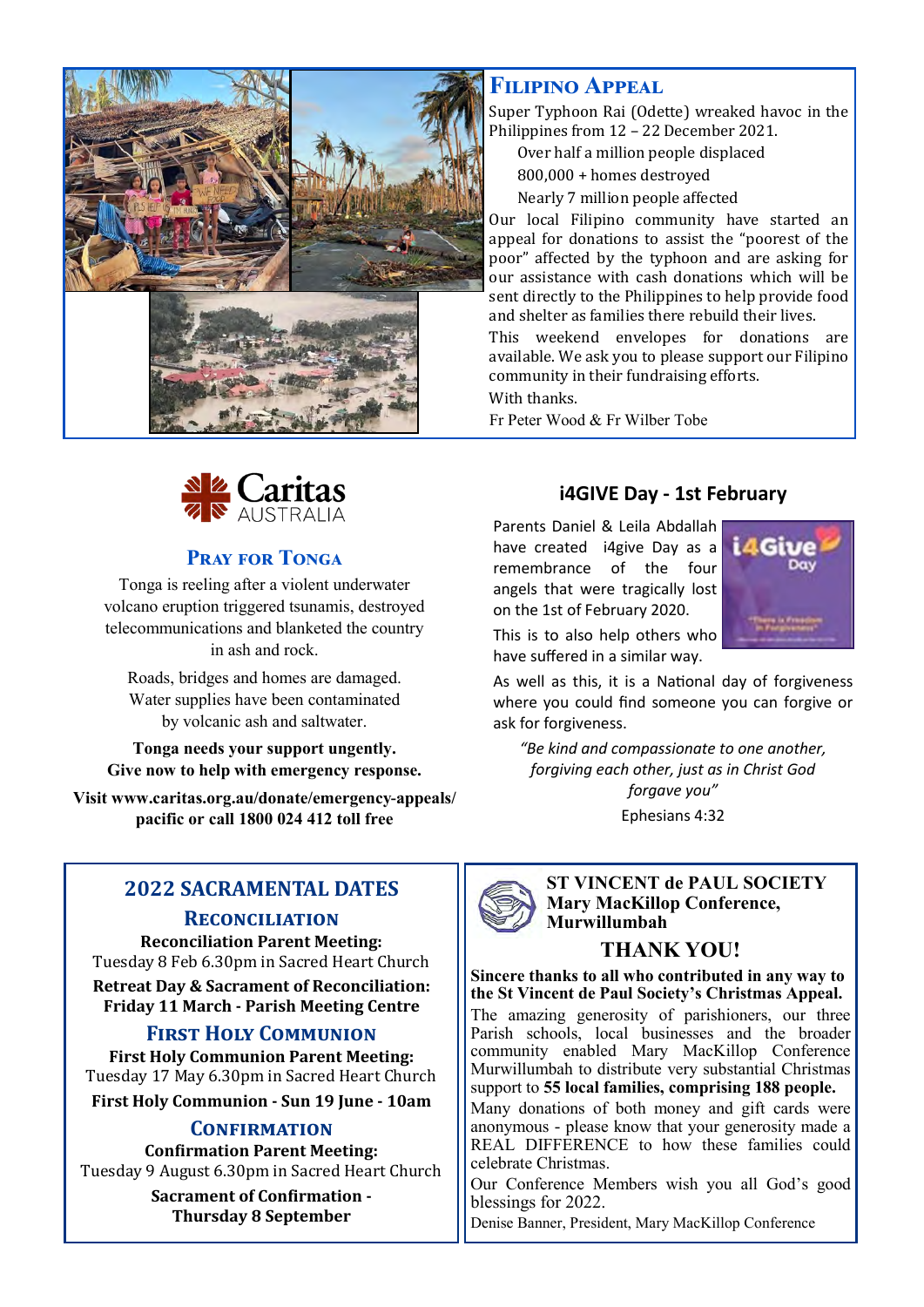## Filipino Appeal

Super Typhoon Rai (Odette) wreaked havoc in the Philippines from 12 – 22 December 2021.

Over half a million people displaced

800,000 + homes destroyed

Nearly 7 million people affected

Our local Filipino community have started an appeal for donations to assist the "poorest of the poor" affected by the typhoon and are asking for our assistance with cash donations which will be sent directly to the Philippines to help provide food and shelter as families there rebuild their lives.

This weekend envelopes for donations are available. We ask you to please support our Filipino community in their fundraising efforts.

With thanks.

Fr Peter Wood & Fr Wilber Tobe

Caritas AUSTRALIA

## Pray for Tonga

Tonga is reeling after a violent underwater volcano eruption triggered tsunamis, destroyed telecommunications and blanketed the country in ash and rock.

Roads, bridges and homes are damaged. Water supplies have been contaminated by volcanic ash and saltwater.

**Tonga needs your support ungently. Give now to help with emergency response.**

**Visit www.caritas.org.au/donate/emergency-appeals/pacific or call 1800 024 412 toll free**

## i4GIVE Day - 1st February

Parents Daniel & Leila Abdallah have created i4give Day as a remembrance of the four angels that were tragically lost on the 1st of February 2020.

This is to also help others who have suffered in a similar way.

As well as this, it is a National day of forgiveness where you could find someone you can forgive or ask for forgiveness.

*"Be kind and compassionate to one another, forgiving each other, just as in Christ God forgave you"*

Ephesians 4:32

## 2022 SACRAMENTAL DATES

### Reconciliation

**Reconciliation Parent Meeting:**
Tuesday 8 Feb 6.30pm in Sacred Heart Church

**Retreat Day & Sacrament of Reconciliation: Friday 11 March - Parish Meeting Centre**

### First Holy Communion

**First Holy Communion Parent Meeting:**
Tuesday 17 May 6.30pm in Sacred Heart Church

**First Holy Communion - Sun 19 June - 10am**

### Confirmation

**Confirmation Parent Meeting:**
Tuesday 9 August 6.30pm in Sacred Heart Church

**Sacrament of Confirmation - Thursday 8 September**

## ST VINCENT de PAUL SOCIETY Mary MacKillop Conference, Murwillumbah

### THANK YOU!

**Sincere thanks to all who contributed in any way to the St Vincent de Paul Society's Christmas Appeal.**

The amazing generosity of parishioners, our three Parish schools, local businesses and the broader community enabled Mary MacKillop Conference Murwillumbah to distribute very substantial Christmas support to **55 local families, comprising 188 people.**

Many donations of both money and gift cards were anonymous - please know that your generosity made a REAL DIFFERENCE to how these families could celebrate Christmas.

Our Conference Members wish you all God's good blessings for 2022.

Denise Banner, President, Mary MacKillop Conference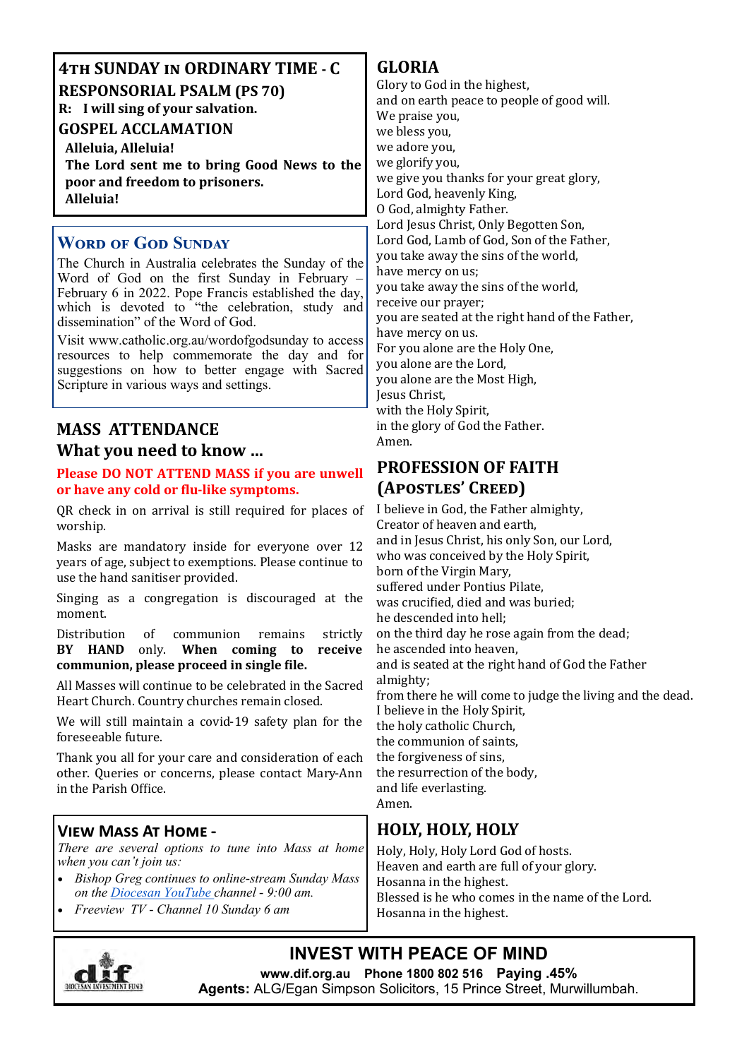## 4TH SUNDAY IN ORDINARY TIME - C

### RESPONSORIAL PSALM (PS 70)

**R: I will sing of your salvation.**

### GOSPEL ACCLAMATION

**Alleluia, Alleluia!**
**The Lord sent me to bring Good News to the poor and freedom to prisoners.**
**Alleluia!**

## WORD OF GOD SUNDAY

The Church in Australia celebrates the Sunday of the Word of God on the first Sunday in February – February 6 in 2022. Pope Francis established the day, which is devoted to "the celebration, study and dissemination" of the Word of God.

Visit www.catholic.org.au/wordofgodsunday to access resources to help commemorate the day and for suggestions on how to better engage with Sacred Scripture in various ways and settings.

## MASS ATTENDANCE

### What you need to know ...

**Please DO NOT ATTEND MASS if you are unwell or have any cold or flu-like symptoms.**

QR check in on arrival is still required for places of worship.

Masks are mandatory inside for everyone over 12 years of age, subject to exemptions. Please continue to use the hand sanitiser provided.

Singing as a congregation is discouraged at the moment.

Distribution of communion remains strictly **BY HAND** only. **When coming to receive communion, please proceed in single file.**

All Masses will continue to be celebrated in the Sacred Heart Church. Country churches remain closed.

We will still maintain a covid-19 safety plan for the foreseeable future.

Thank you all for your care and consideration of each other. Queries or concerns, please contact Mary-Ann in the Parish Office.

## VIEW MASS AT HOME -

*There are several options to tune into Mass at home when you can't join us:*

- *Bishop Greg continues to online-stream Sunday Mass on the Diocesan YouTube channel - 9:00 am.*
- *Freeview TV - Channel 10 Sunday 6 am*

## GLORIA

Glory to God in the highest,
and on earth peace to people of good will.
We praise you,
we bless you,
we adore you,
we glorify you,
we give you thanks for your great glory,
Lord God, heavenly King,
O God, almighty Father.
Lord Jesus Christ, Only Begotten Son,
Lord God, Lamb of God, Son of the Father,
you take away the sins of the world,
have mercy on us;
you take away the sins of the world,
receive our prayer;
you are seated at the right hand of the Father,
have mercy on us.
For you alone are the Holy One,
you alone are the Lord,
you alone are the Most High,
Jesus Christ,
with the Holy Spirit,
in the glory of God the Father.
Amen.

## PROFESSION OF FAITH (APOSTLES' CREED)

I believe in God, the Father almighty,
Creator of heaven and earth,
and in Jesus Christ, his only Son, our Lord,
who was conceived by the Holy Spirit,
born of the Virgin Mary,
suffered under Pontius Pilate,
was crucified, died and was buried;
he descended into hell;
on the third day he rose again from the dead;
he ascended into heaven,
and is seated at the right hand of God the Father almighty;
from there he will come to judge the living and the dead.
I believe in the Holy Spirit,
the holy catholic Church,
the communion of saints,
the forgiveness of sins,
the resurrection of the body,
and life everlasting.
Amen.

## HOLY, HOLY, HOLY

Holy, Holy, Holy Lord God of hosts.
Heaven and earth are full of your glory.
Hosanna in the highest.
Blessed is he who comes in the name of the Lord.
Hosanna in the highest.

---

DIOCESAN INVESTMENT FUND

## INVEST WITH PEACE OF MIND

**www.dif.org.au Phone 1800 802 516 Paying .45%**
**Agents:** ALG/Egan Simpson Solicitors, 15 Prince Street, Murwillumbah.